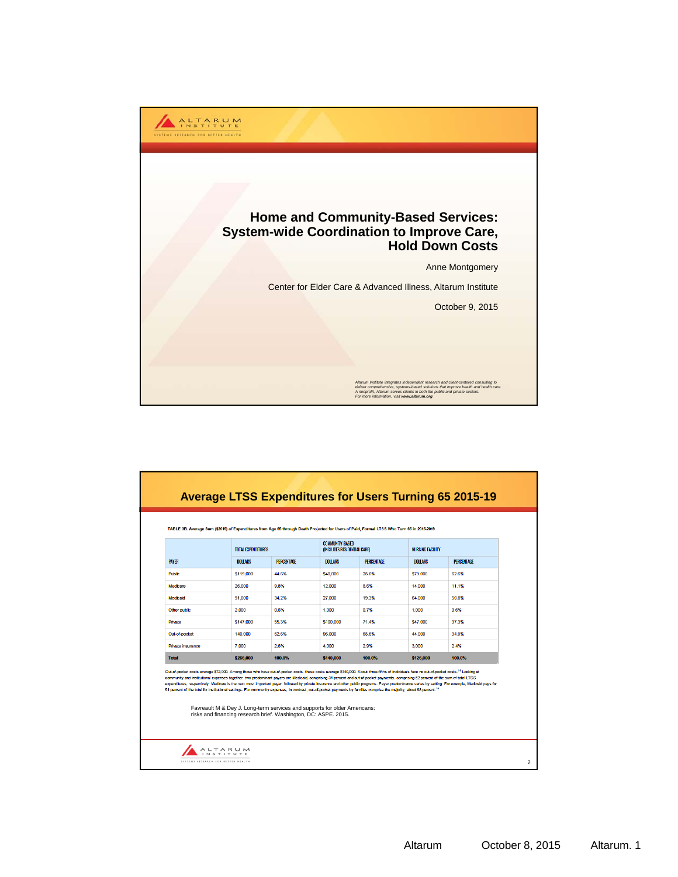# Home and Community-Based Services: System-wide Coordination to Improve Care, Hold Down Costs

Anne Montgomery

Center for Elder Care & Advanced Illness, Altarum Institute

October 9, 2015

*Altarum Institute integrates independent research and client-centered consulting to deliver comprehensive, systems-based solutions that improve health and health care. A nonprofit, Altarum serves clients in both the public and private sectors. For more information, visit* ***www.altarum.org***

---

## Average LTSS Expenditures for Users Turning 65 2015-19

**TABLE 3B. Average Sum ($2015) of Expenditures from Age 65 through Death Projected for Users of Paid, Formal LTSS Who Turn 65 in 2015-2019**

| | TOTAL EXPENDITURES | | COMMUNITY-BASED (INCLUDES RESIDENTIAL CARE) | | NURSING FACILITY | |
|---|---|---|---|---|---|---|
| PAYER | DOLLARS | PERCENTAGE | DOLLARS | PERCENTAGE | DOLLARS | PERCENTAGE |
| Public | $119,000 | 44.6% | $40,000 | 28.6% | $79,000 | 62.6% |
| Medicare | 26,000 | 9.8% | 12,000 | 8.6% | 14,000 | 11.1% |
| Medicaid | 91,000 | 34.2% | 27,000 | 19.3% | 64,000 | 50.8% |
| Other public | 2,000 | 0.6% | 1,000 | 0.7% | 1,000 | 0.6% |
| Private | $147,000 | 55.3% | $100,000 | 71.4% | $47,000 | 37.3% |
| Out-of-pocket | 140,000 | 52.6% | 96,000 | 68.6% | 44,000 | 34.9% |
| Private insurance | 7,000 | 2.6% | 4,000 | 2.9% | 3,000 | 2.4% |
| **Total** | **$266,000** | **100.0%** | **$140,000** | **100.0%** | **$126,000** | **100.0%** |

Out-of-pocket costs average $72,000. Among those who have out-of-pocket costs, these costs average $140,000. About three-fifths of individuals face no out-of-pocket costs.[14] Looking at community and institutional expenses together, two predominant payers are Medicaid, comprising 34 percent and out-of-pocket payments, comprising 52 percent of the sum of total LTSS expenditures, respectively. Medicare is the next most important payer, followed by private insurance and other public programs. Payer predominance varies by setting. For example, Medicaid pays for 51 percent of the total for institutional settings. For community expenses, in contrast, out-of-pocket payments by families comprise the majority, about 68 percent.[15]

Favreault M & Dey J. Long-term services and supports for older Americans: risks and financing research brief. Washington, DC: ASPE. 2015.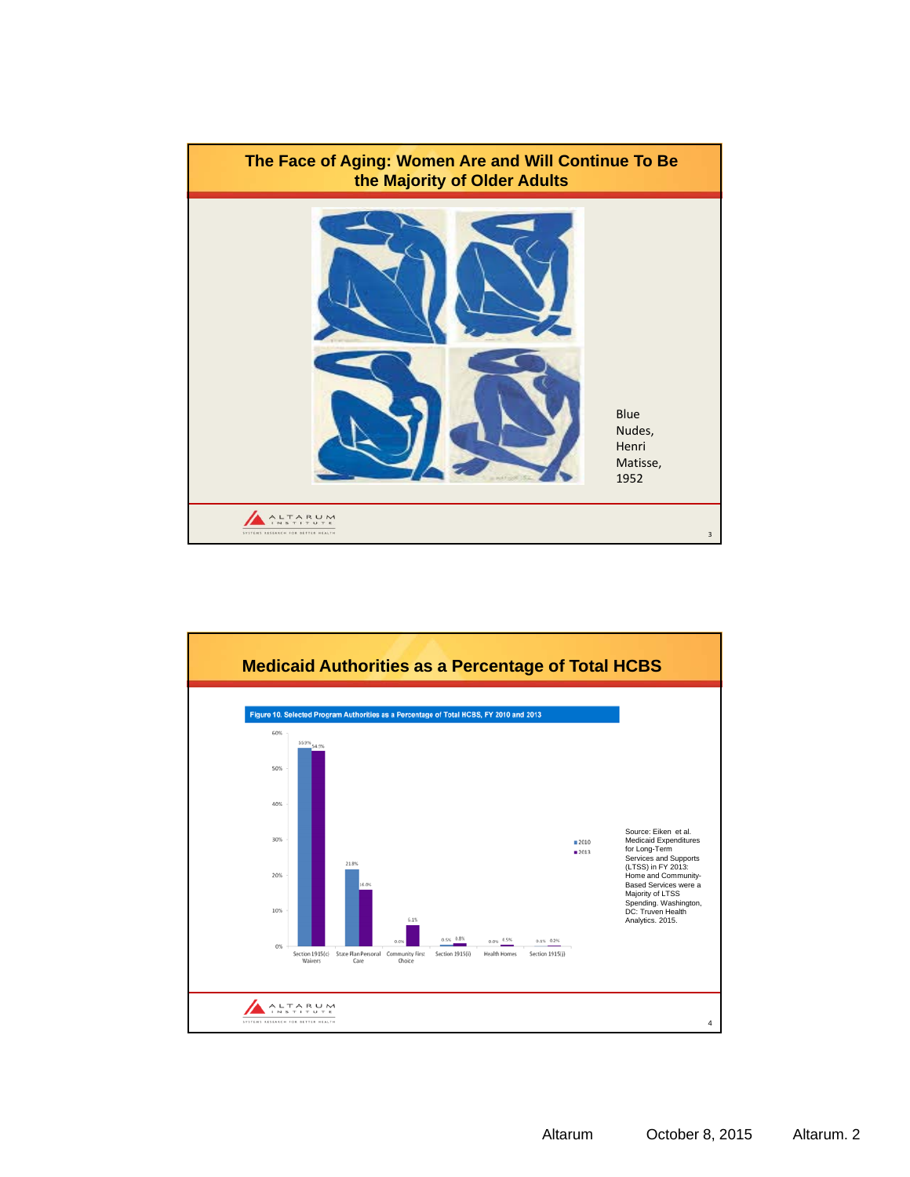## The Face of Aging: Women Are and Will Continue To Be the Majority of Older Adults

Blue Nudes, Henri Matisse, 1952

## Medicaid Authorities as a Percentage of Total HCBS

**Figure 10. Selected Program Authorities as a Percentage of Total HCBS, FY 2010 and 2013**

| Authority | 2010 | 2013 |
| --- | --- | --- |
| Section 1915(c) Waivers | 55.9% | 54.9% |
| State Plan Personal Care | 21.8% | 16.0% |
| Community First Choice | 0.0% | 6.1% |
| Section 1915(i) | 0.5% | 0.8% |
| Health Homes | 0.0% | 0.5% |
| Section 1915(j) | 0.1% | 0.2% |

Source: Eiken et al. Medicaid Expenditures for Long-Term Services and Supports (LTSS) in FY 2013: Home and Community-Based Services were a Majority of LTSS Spending. Washington, DC: Truven Health Analytics. 2015.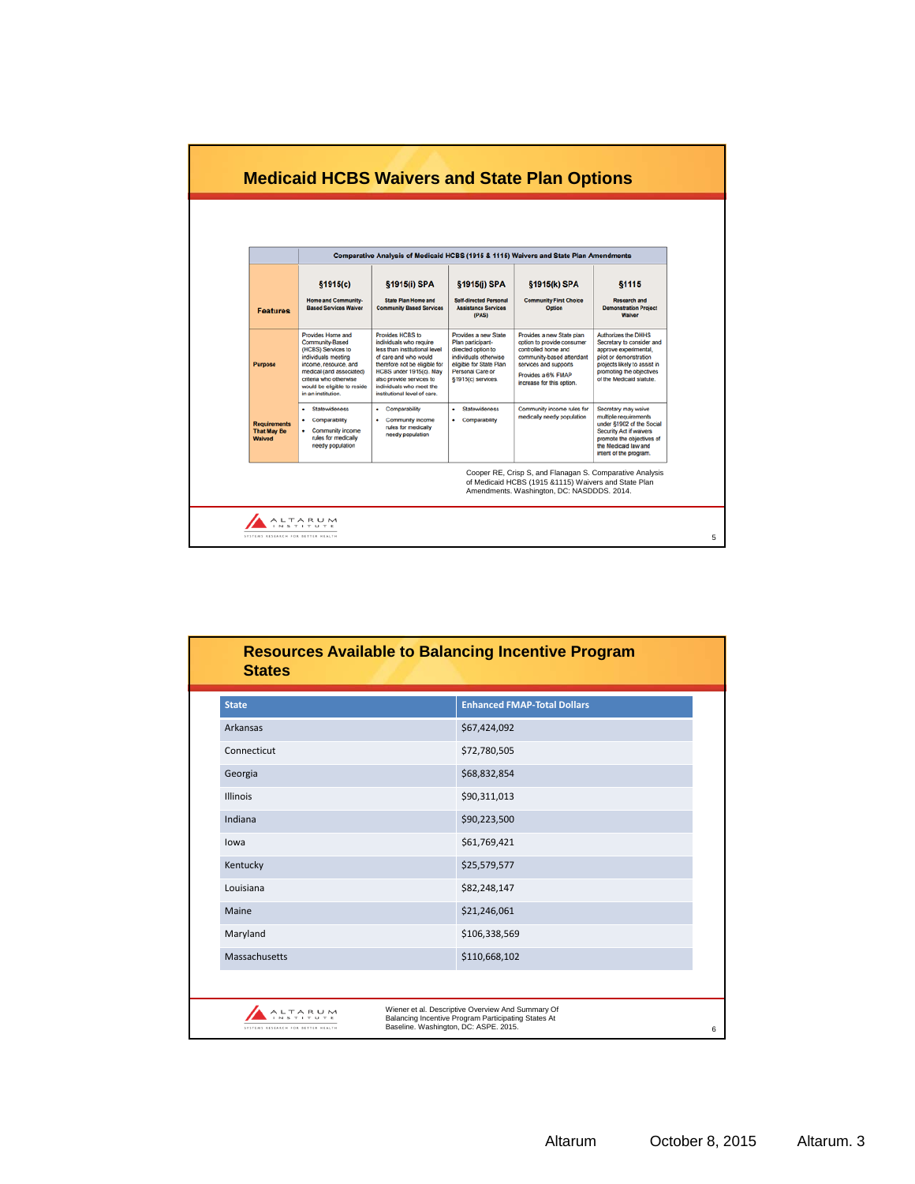## Medicaid HCBS Waivers and State Plan Options

| Comparative Analysis of Medicaid HCBS (1915 & 1115) Waivers and State Plan Amendments | | | | | |
|---|---|---|---|---|---|
| **Features** | **§1915(c)** Home and Community-Based Services Waiver | **§1915(i) SPA** State Plan Home and Community Based Services | **§1915(j) SPA** Self-directed Personal Assistance Services (PAS) | **§1915(k) SPA** Community First Choice Option | **§1115** Research and Demonstration Project Waiver |
| **Purpose** | Provides Home and Community-Based (HCBS) Services to individuals meeting income, resource, and medical (and associated) criteria who otherwise would be eligible to reside in an institution. | Provides HCBS to individuals who require less than institutional level of care and who would therefore not be eligible for HCBS under 1915(c). May also provide services to individuals who meet the institutional level of care. | Provides a new State Plan participant-directed option to individuals otherwise eligible for State Plan Personal Care or §1915(c) services | Provides a new State plan option to provide consumer controlled home and community-based attendant services and supports. Provides a 6% FMAP increase for this option. | Authorizes the DHHS Secretary to consider and approve experimental, pilot or demonstration projects likely to assist in promoting the objectives of the Medicaid statute. |
| **Requirements That May Be Waived** | • Statewideness<br>• Comparability<br>• Community income rules for medically needy population | • Comparability<br>• Community income rules for medically needy population | • Statewideness<br>• Comparability | Community income rules for medically needy population | Secretary may waive multiple requirements under §1902 of the Social Security Act if waivers promote the objectives of the Medicaid law and intent of the program. |

Cooper RE, Crisp S, and Flanagan S. Comparative Analysis of Medicaid HCBS (1915 &1115) Waivers and State Plan Amendments. Washington, DC: NASDDDS. 2014.

## Resources Available to Balancing Incentive Program States

| State | Enhanced FMAP-Total Dollars |
|---|---|
| Arkansas | $67,424,092 |
| Connecticut | $72,780,505 |
| Georgia | $68,832,854 |
| Illinois | $90,311,013 |
| Indiana | $90,223,500 |
| Iowa | $61,769,421 |
| Kentucky | $25,579,577 |
| Louisiana | $82,248,147 |
| Maine | $21,246,061 |
| Maryland | $106,338,569 |
| Massachusetts | $110,668,102 |

Wiener et al. Descriptive Overview And Summary Of Balancing Incentive Program Participating States At Baseline. Washington, DC: ASPE. 2015.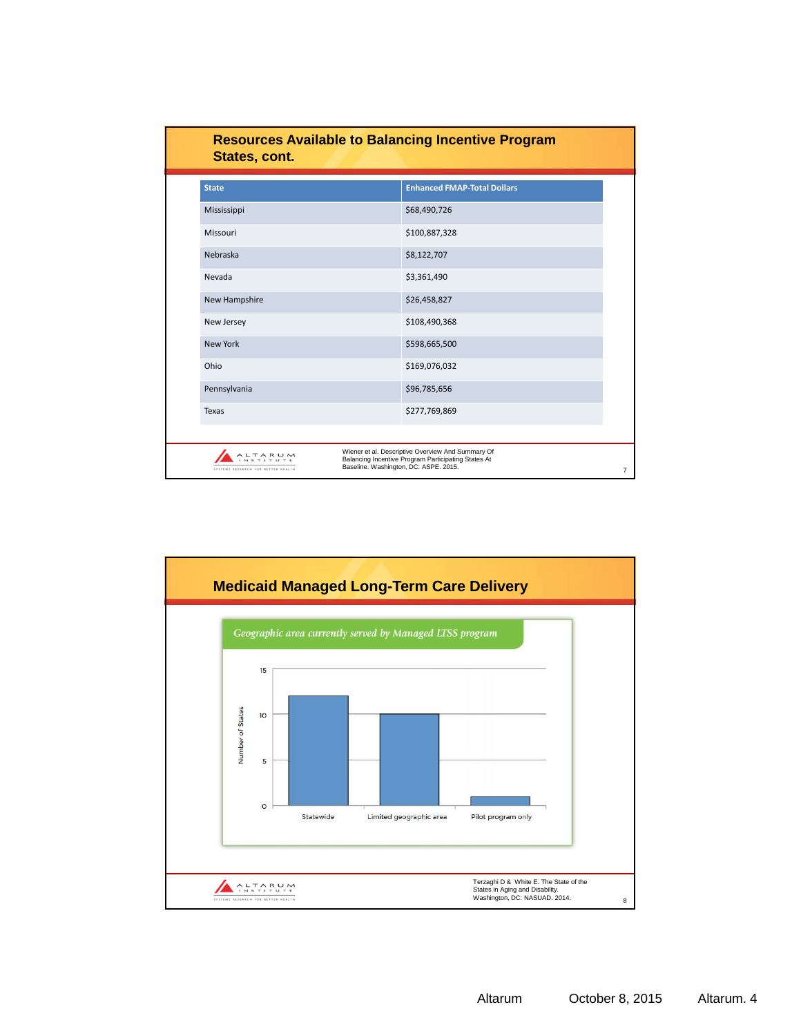## Resources Available to Balancing Incentive Program States, cont.

| State | Enhanced FMAP-Total Dollars |
|---|---|
| Mississippi | $68,490,726 |
| Missouri | $100,887,328 |
| Nebraska | $8,122,707 |
| Nevada | $3,361,490 |
| New Hampshire | $26,458,827 |
| New Jersey | $108,490,368 |
| New York | $598,665,500 |
| Ohio | $169,076,032 |
| Pennsylvania | $96,785,656 |
| Texas | $277,769,869 |

Wiener et al. Descriptive Overview And Summary Of Balancing Incentive Program Participating States At Baseline. Washington, DC: ASPE. 2015.

## Medicaid Managed Long-Term Care Delivery

*Geographic area currently served by Managed LTSS program*

Number of States

| Geographic area | Number of States |
|---|---|
| Statewide | 12 |
| Limited geographic area | 10 |
| Pilot program only | 1 |

Terzaghi D & White E. The State of the States in Aging and Disability. Washington, DC: NASUAD. 2014.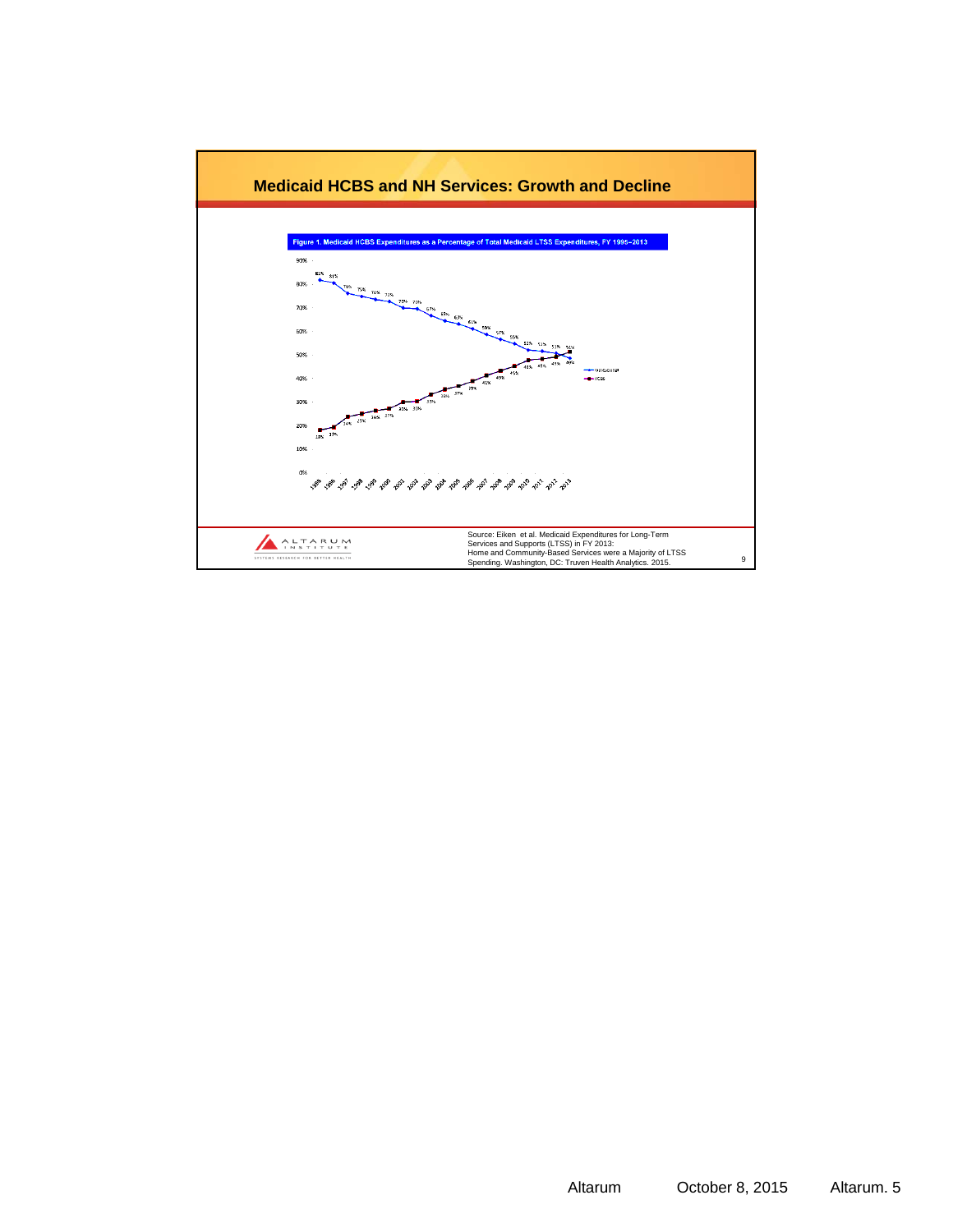## Medicaid HCBS and NH Services: Growth and Decline

Figure 1. Medicaid HCBS Expenditures as a Percentage of Total Medicaid LTSS Expenditures, FY 1995–2013

90%
80%
70%
60%
50%
40%
30%
20%
10%
0%

1995 1996 1997 1998 1999 2000 2001 2002 2003 2004 2005 2005 2007 2008 2009 2010 2011 2012 2013

Institutional
HCBS

Source: Eiken et al. Medicaid Expenditures for Long-Term Services and Supports (LTSS) in FY 2013: Home and Community-Based Services were a Majority of LTSS Spending. Washington, DC: Truven Health Analytics. 2015.

ALTARUM INSTITUTE
SYSTEMS RESEARCH FOR BETTER HEALTH